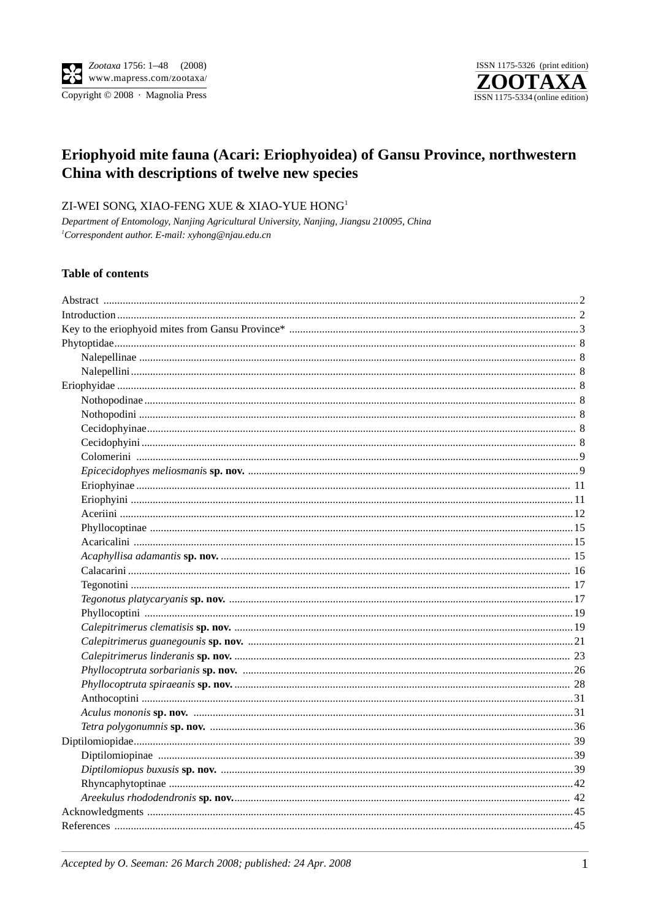# Eriophyoid mite fauna (Acari: Eriophyoidea) of Gansu Province, northwestern China with descriptions of twelve new species

ZI-WEI SONG, XIAO-FENG XUE & XIAO-YUE HONG[1]

*Department of Entomology, Nanjing Agricultural University, Nanjing, Jiangsu 210095, China*
*[1]Correspondent author. E-mail: xyhong@njau.edu.cn*

## Table of contents

| | |
|---|---|
| Abstract | 2 |
| Introduction | 2 |
| Key to the eriophyoid mites from Gansu Province* | 3 |
| Phytoptidae | 8 |
| Nalepellinae | 8 |
| Nalepellini | 8 |
| Eriophyidae | 8 |
| Nothopodinae | 8 |
| Nothopodini | 8 |
| Cecidophyinae | 8 |
| Cecidophyini | 8 |
| Colomerini | 9 |
| *Epicecidophyes meliosmanis* **sp. nov.** | 9 |
| Eriophyinae | 11 |
| Eriophyini | 11 |
| Aceriini | 12 |
| Phyllocoptinae | 15 |
| Acaricalini | 15 |
| *Acaphyllisa adamantis* **sp. nov.** | 15 |
| Calacarini | 16 |
| Tegonotini | 17 |
| *Tegonotus platycaryanis* **sp. nov.** | 17 |
| Phyllocoptini | 19 |
| *Calepitrimerus clematisis* **sp. nov.** | 19 |
| *Calepitrimerus guanegounis* **sp. nov.** | 21 |
| *Calepitrimerus linderanis* **sp. nov.** | 23 |
| *Phyllocoptruta sorbarianis* **sp. nov.** | 26 |
| *Phyllocoptruta spiraeanis* **sp. nov.** | 28 |
| Anthocoptini | 31 |
| *Aculus mononis* **sp. nov.** | 31 |
| *Tetra polygonumnis* **sp. nov.** | 36 |
| Diptilomiopidae | 39 |
| Diptilomiopinae | 39 |
| *Diptilomiopus buxusis* **sp. nov.** | 39 |
| Rhyncaphytoptinae | 42 |
| *Areekulus rhododendronis* **sp. nov.** | 42 |
| Acknowledgments | 45 |
| References | 45 |

*Accepted by O. Seeman: 26 March 2008; published: 24 Apr. 2008*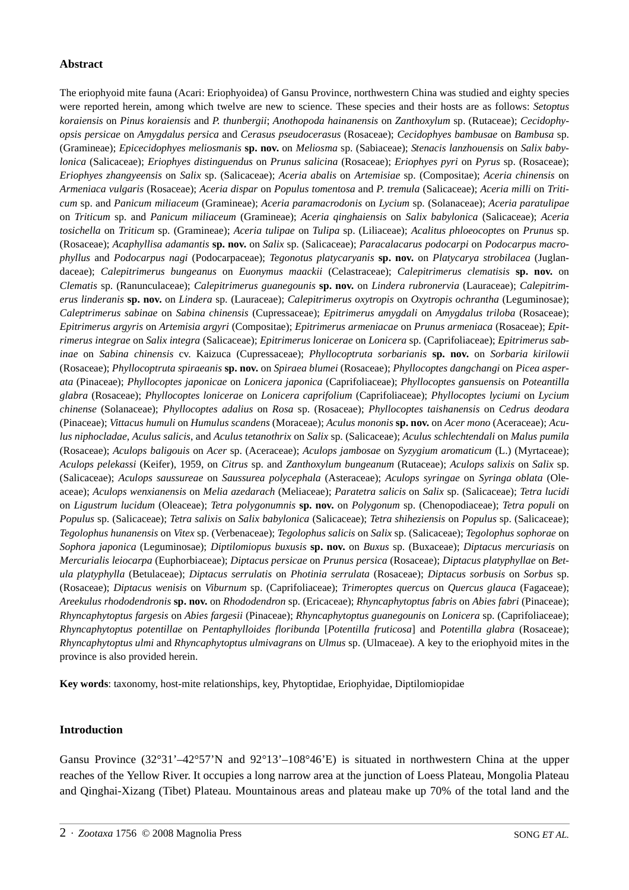## Abstract

The eriophyoid mite fauna (Acari: Eriophyoidea) of Gansu Province, northwestern China was studied and eighty species were reported herein, among which twelve are new to science. These species and their hosts are as follows: *Setoptus koraiensis* on *Pinus koraiensis* and *P. thunbergii*; *Anothopoda hainanensis* on *Zanthoxylum* sp. (Rutaceae); *Cecidophyopsis persicae* on *Amygdalus persica* and *Cerasus pseudocerasus* (Rosaceae); *Cecidophyes bambusae* on *Bambusa* sp. (Gramineae); *Epicecidophyes meliosmanis* **sp. nov.** on *Meliosma* sp. (Sabiaceae); *Stenacis lanzhouensis* on *Salix babylonica* (Salicaceae); *Eriophyes distinguendus* on *Prunus salicina* (Rosaceae); *Eriophyes pyri* on *Pyrus* sp. (Rosaceae); *Eriophyes zhangyeensis* on *Salix* sp. (Salicaceae); *Aceria abalis* on *Artemisiae* sp. (Compositae); *Aceria chinensis* on *Armeniaca vulgaris* (Rosaceae); *Aceria dispar* on *Populus tomentosa* and *P. tremula* (Salicaceae); *Aceria milli* on *Triticum* sp. and *Panicum miliaceum* (Gramineae); *Aceria paramacrodonis* on *Lycium* sp. (Solanaceae); *Aceria paratulipae* on *Triticum* sp. and *Panicum miliaceum* (Gramineae); *Aceria qinghaiensis* on *Salix babylonica* (Salicaceae); *Aceria tosichella* on *Triticum* sp. (Gramineae); *Aceria tulipae* on *Tulipa* sp. (Liliaceae); *Acalitus phloeocoptes* on *Prunus* sp. (Rosaceae); *Acaphyllisa adamantis* **sp. nov.** on *Salix* sp. (Salicaceae); *Paracalacarus podocarpi* on *Podocarpus macrophyllus* and *Podocarpus nagi* (Podocarpaceae); *Tegonotus platycaryanis* **sp. nov.** on *Platycarya strobilacea* (Juglandaceae); *Calepitrimerus bungeanus* on *Euonymus maackii* (Celastraceae); *Calepitrimerus clematisis* **sp. nov.** on *Clematis* sp. (Ranunculaceae); *Calepitrimerus guanegounis* **sp. nov.** on *Lindera rubronervia* (Lauraceae); *Calepitrimerus linderanis* **sp. nov.** on *Lindera* sp. (Lauraceae); *Calepitrimerus oxytropis* on *Oxytropis ochrantha* (Leguminosae); *Caleptrimerus sabinae* on *Sabina chinensis* (Cupressaceae); *Epitrimerus amygdali* on *Amygdalus triloba* (Rosaceae); *Epitrimerus argyris* on *Artemisia argyri* (Compositae); *Epitrimerus armeniacae* on *Prunus armeniaca* (Rosaceae); *Epitrimerus integrae* on *Salix integra* (Salicaceae); *Epitrimerus lonicerae* on *Lonicera* sp. (Caprifoliaceae); *Epitrimerus sabinae* on *Sabina chinensis* cv. Kaizuca (Cupressaceae); *Phyllocoptruta sorbarianis* **sp. nov.** on *Sorbaria kirilowii* (Rosaceae); *Phyllocoptruta spiraeanis* **sp. nov.** on *Spiraea blumei* (Rosaceae); *Phyllocoptes dangchangi* on *Picea asperata* (Pinaceae); *Phyllocoptes japonicae* on *Lonicera japonica* (Caprifoliaceae); *Phyllocoptes gansuensis* on *Poteantilla glabra* (Rosaceae); *Phyllocoptes lonicerae* on *Lonicera caprifolium* (Caprifoliaceae); *Phyllocoptes lyciumi* on *Lycium chinense* (Solanaceae); *Phyllocoptes adalius* on *Rosa* sp. (Rosaceae); *Phyllocoptes taishanensis* on *Cedrus deodara* (Pinaceae); *Vittacus humuli* on *Humulus scandens* (Moraceae); *Aculus mononis* **sp. nov.** on *Acer mono* (Aceraceae); *Aculus niphocladae*, *Aculus salicis*, and *Aculus tetanothrix* on *Salix* sp. (Salicaceae); *Aculus schlechtendali* on *Malus pumila* (Rosaceae); *Aculops baligouis* on *Acer* sp. (Aceraceae); *Aculops jambosae* on *Syzygium aromaticum* (L.) (Myrtaceae); *Aculops pelekassi* (Keifer), 1959, on *Citrus* sp. and *Zanthoxylum bungeanum* (Rutaceae); *Aculops salixis* on *Salix* sp. (Salicaceae); *Aculops saussureae* on *Saussurea polycephala* (Asteraceae); *Aculops syringae* on *Syringa oblata* (Oleaceae); *Aculops wenxianensis* on *Melia azedarach* (Meliaceae); *Paratetra salicis* on *Salix* sp. (Salicaceae); *Tetra lucidi* on *Ligustrum lucidum* (Oleaceae); *Tetra polygonumnis* **sp. nov.** on *Polygonum* sp. (Chenopodiaceae); *Tetra populi* on *Populus* sp. (Salicaceae); *Tetra salixis* on *Salix babylonica* (Salicaceae); *Tetra shiheziensis* on *Populus* sp. (Salicaceae); *Tegolophus hunanensis* on *Vitex* sp. (Verbenaceae); *Tegolophus salicis* on *Salix* sp. (Salicaceae); *Tegolophus sophorae* on *Sophora japonica* (Leguminosae); *Diptilomiopus buxusis* **sp. nov.** on *Buxus* sp. (Buxaceae); *Diptacus mercuriasis* on *Mercurialis leiocarpa* (Euphorbiaceae); *Diptacus persicae* on *Prunus persica* (Rosaceae); *Diptacus platyphyllae* on *Betula platyphylla* (Betulaceae); *Diptacus serrulatis* on *Photinia serrulata* (Rosaceae); *Diptacus sorbusis* on *Sorbus* sp. (Rosaceae); *Diptacus wenisis* on *Viburnum* sp. (Caprifoliaceae); *Trimeroptes quercus* on *Quercus glauca* (Fagaceae); *Areekulus rhododendronis* **sp. nov.** on *Rhododendron* sp. (Ericaceae); *Rhyncaphytoptus fabris* on *Abies fabri* (Pinaceae); *Rhyncaphytoptus fargesis* on *Abies fargesii* (Pinaceae); *Rhyncaphytoptus guanegounis* on *Lonicera* sp. (Caprifoliaceae); *Rhyncaphytoptus potentillae* on *Pentaphylloides floribunda* [*Potentilla fruticosa*] and *Potentilla glabra* (Rosaceae); *Rhyncaphytoptus ulmi* and *Rhyncaphytoptus ulmivagrans* on *Ulmus* sp. (Ulmaceae). A key to the eriophyoid mites in the province is also provided herein.

**Key words**: taxonomy, host-mite relationships, key, Phytoptidae, Eriophyidae, Diptilomiopidae

## Introduction

Gansu Province (32°31'–42°57'N and 92°13'–108°46'E) is situated in northwestern China at the upper reaches of the Yellow River. It occupies a long narrow area at the junction of Loess Plateau, Mongolia Plateau and Qinghai-Xizang (Tibet) Plateau. Mountainous areas and plateau make up 70% of the total land and the